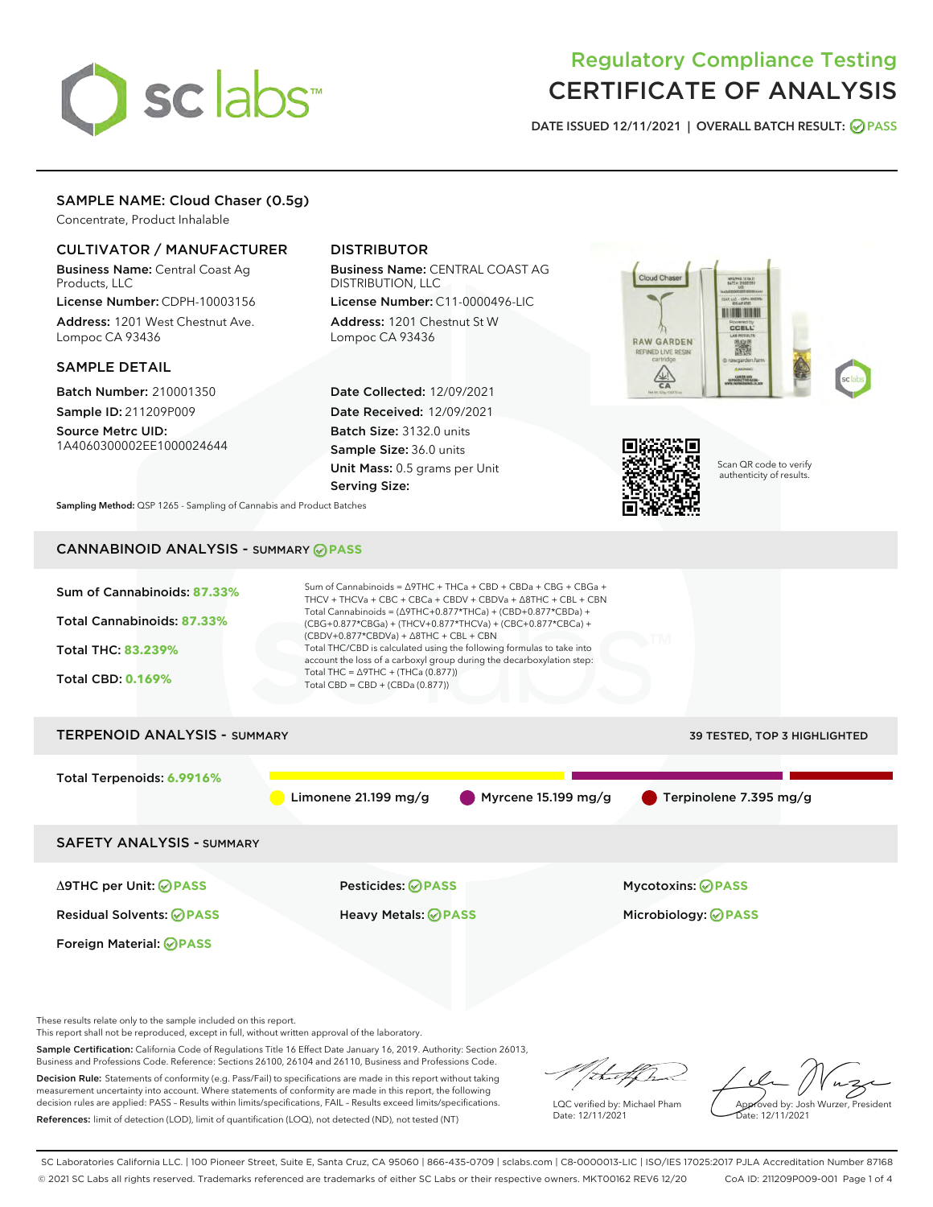# Regulatory Compliance Testing
# CERTIFICATE OF ANALYSIS

DATE ISSUED 12/11/2021 | OVERALL BATCH RESULT: PASS

## SAMPLE NAME: Cloud Chaser (0.5g)

Concentrate, Product Inhalable

### CULTIVATOR / MANUFACTURER

**Business Name:** Central Coast Ag Products, LLC

**License Number:** CDPH-10003156

**Address:** 1201 West Chestnut Ave. Lompoc CA 93436

### DISTRIBUTOR

**Business Name:** CENTRAL COAST AG DISTRIBUTION, LLC

**License Number:** C11-0000496-LIC

**Address:** 1201 Chestnut St W Lompoc CA 93436

### SAMPLE DETAIL

**Batch Number:** 210001350

**Sample ID:** 211209P009

**Source Metrc UID:** 1A4060300002EE1000024644

**Date Collected:** 12/09/2021

**Date Received:** 12/09/2021

**Batch Size:** 3132.0 units

**Sample Size:** 36.0 units

**Unit Mass:** 0.5 grams per Unit

**Serving Size:**

Scan QR code to verify authenticity of results.

**Sampling Method:** QSP 1265 - Sampling of Cannabis and Product Batches

## CANNABINOID ANALYSIS - SUMMARY PASS

**Sum of Cannabinoids:** 87.33%

**Total Cannabinoids:** 87.33%

**Total THC:** 83.239%

**Total CBD:** 0.169%

Sum of Cannabinoids = Δ9THC + THCa + CBD + CBDa + CBG + CBGa + THCV + THCVa + CBC + CBCa + CBDV + CBDVa + Δ8THC + CBL + CBN

Total Cannabinoids = (Δ9THC+0.877*THCa) + (CBD+0.877*CBDa) + (CBG+0.877*CBGa) + (THCV+0.877*THCVa) + (CBC+0.877*CBCa) + (CBDV+0.877*CBDVa) + Δ8THC + CBL + CBN

Total THC/CBD is calculated using the following formulas to take into account the loss of a carboxyl group during the decarboxylation step:

Total THC = Δ9THC + (THCa (0.877))

Total CBD = CBD + (CBDa (0.877))

## TERPENOID ANALYSIS - SUMMARY

39 TESTED, TOP 3 HIGHLIGHTED

**Total Terpenoids:** 6.9916%

Limonene 21.199 mg/g | Myrcene 15.199 mg/g | Terpinolene 7.395 mg/g

## SAFETY ANALYSIS - SUMMARY

Δ9THC per Unit: PASS

Pesticides: PASS

Mycotoxins: PASS

Residual Solvents: PASS

Heavy Metals: PASS

Microbiology: PASS

Foreign Material: PASS

These results relate only to the sample included on this report.

This report shall not be reproduced, except in full, without written approval of the laboratory.

**Sample Certification:** California Code of Regulations Title 16 Effect Date January 16, 2019. Authority: Section 26013, Business and Professions Code. Reference: Sections 26100, 26104 and 26110, Business and Professions Code.

**Decision Rule:** Statements of conformity (e.g. Pass/Fail) to specifications are made in this report without taking measurement uncertainty into account. Where statements of conformity are made in this report, the following decision rules are applied: PASS - Results within limits/specifications, FAIL - Results exceed limits/specifications.

**References:** limit of detection (LOD), limit of quantification (LOQ), not detected (ND), not tested (NT)

LQC verified by: Michael Pham
Date: 12/11/2021

Approved by: Josh Wurzer, President
Date: 12/11/2021

SC Laboratories California LLC. | 100 Pioneer Street, Suite E, Santa Cruz, CA 95060 | 866-435-0709 | sclabs.com | C8-0000013-LIC | ISO/IES 17025:2017 PJLA Accreditation Number 87168

© 2021 SC Labs all rights reserved. Trademarks referenced are trademarks of either SC Labs or their respective owners. MKT00162 REV6 12/20 CoA ID: 211209P009-001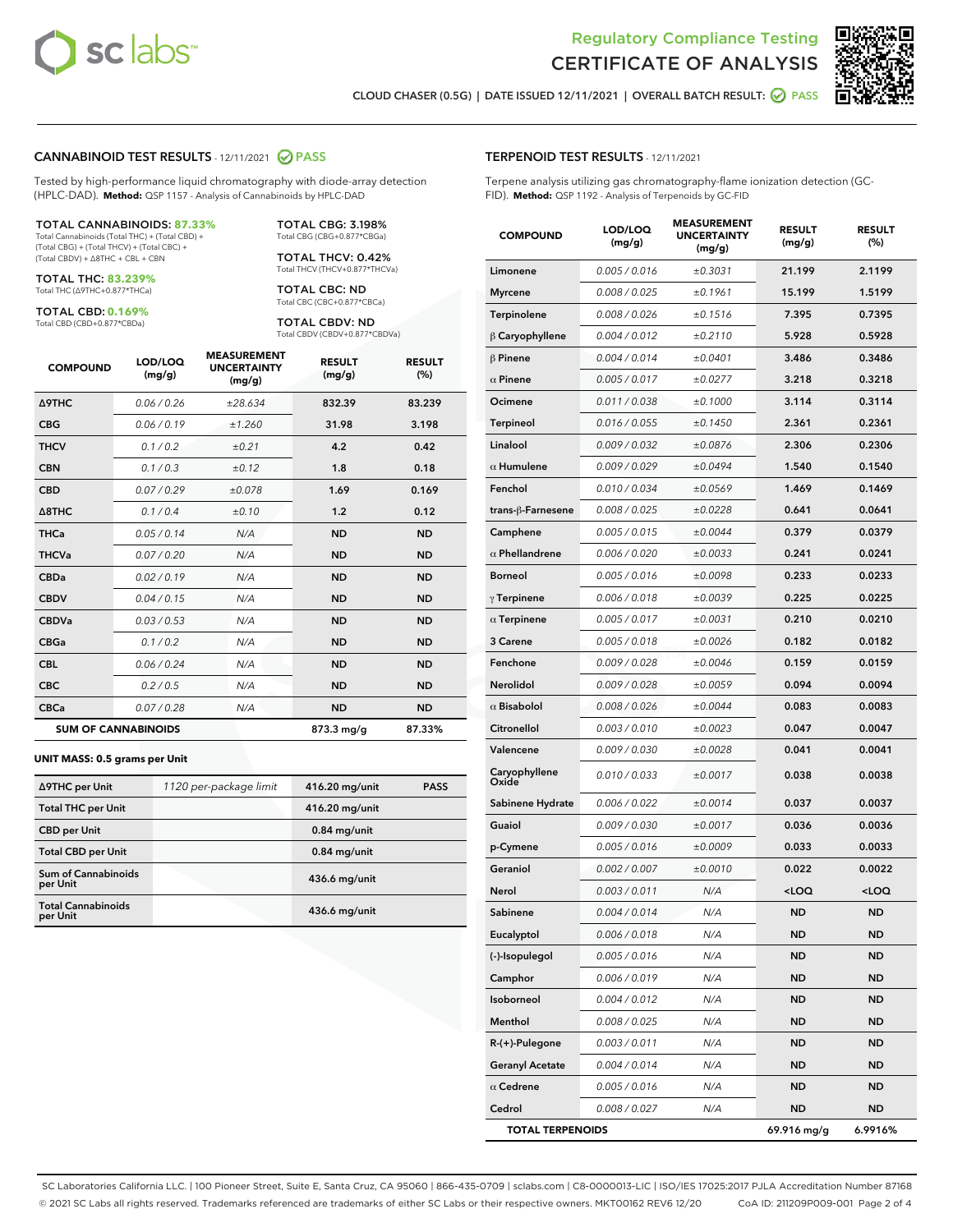Regulatory Compliance Testing
# CERTIFICATE OF ANALYSIS

CLOUD CHASER (0.5G) | DATE ISSUED 12/11/2021 | OVERALL BATCH RESULT: PASS

## CANNABINOID TEST RESULTS - 12/11/2021 PASS

Tested by high-performance liquid chromatography with diode-array detection (HPLC-DAD). **Method:** QSP 1157 - Analysis of Cannabinoids by HPLC-DAD

**TOTAL CANNABINOIDS: 87.33%**
Total Cannabinoids (Total THC) + (Total CBD) + (Total CBG) + (Total THCV) + (Total CBC) + (Total CBDV) + Δ8THC + CBL + CBN

**TOTAL THC: 83.239%**
Total THC (Δ9THC+0.877*THCa)

**TOTAL CBD: 0.169%**
Total CBD (CBD+0.877*CBDa)

**TOTAL CBG: 3.198%**
Total CBG (CBG+0.877*CBGa)

**TOTAL THCV: 0.42%**
Total THCV (THCV+0.877*THCVa)

**TOTAL CBC: ND**
Total CBC (CBC+0.877*CBCa)

**TOTAL CBDV: ND**
Total CBDV (CBDV+0.877*CBDVa)

| COMPOUND | LOD/LOQ (mg/g) | MEASUREMENT UNCERTAINTY (mg/g) | RESULT (mg/g) | RESULT (%) |
|---|---|---|---|---|
| Δ9THC | 0.06 / 0.26 | ±28.634 | 832.39 | 83.239 |
| CBG | 0.06 / 0.19 | ±1.260 | 31.98 | 3.198 |
| THCV | 0.1 / 0.2 | ±0.21 | 4.2 | 0.42 |
| CBN | 0.1 / 0.3 | ±0.12 | 1.8 | 0.18 |
| CBD | 0.07 / 0.29 | ±0.078 | 1.69 | 0.169 |
| Δ8THC | 0.1 / 0.4 | ±0.10 | 1.2 | 0.12 |
| THCa | 0.05 / 0.14 | N/A | ND | ND |
| THCVa | 0.07 / 0.20 | N/A | ND | ND |
| CBDa | 0.02 / 0.19 | N/A | ND | ND |
| CBDV | 0.04 / 0.15 | N/A | ND | ND |
| CBDVa | 0.03 / 0.53 | N/A | ND | ND |
| CBGa | 0.1 / 0.2 | N/A | ND | ND |
| CBL | 0.06 / 0.24 | N/A | ND | ND |
| CBC | 0.2 / 0.5 | N/A | ND | ND |
| CBCa | 0.07 / 0.28 | N/A | ND | ND |
| **SUM OF CANNABINOIDS** | | | 873.3 mg/g | 87.33% |

### UNIT MASS: 0.5 grams per Unit

| | | | |
|---|---|---|---|
| Δ9THC per Unit | 1120 per-package limit | 416.20 mg/unit | PASS |
| Total THC per Unit | | 416.20 mg/unit | |
| CBD per Unit | | 0.84 mg/unit | |
| Total CBD per Unit | | 0.84 mg/unit | |
| Sum of Cannabinoids per Unit | | 436.6 mg/unit | |
| Total Cannabinoids per Unit | | 436.6 mg/unit | |

## TERPENOID TEST RESULTS - 12/11/2021

Terpene analysis utilizing gas chromatography-flame ionization detection (GC-FID). **Method:** QSP 1192 - Analysis of Terpenoids by GC-FID

| COMPOUND | LOD/LOQ (mg/g) | MEASUREMENT UNCERTAINTY (mg/g) | RESULT (mg/g) | RESULT (%) |
|---|---|---|---|---|
| Limonene | 0.005 / 0.016 | ±0.3031 | 21.199 | 2.1199 |
| Myrcene | 0.008 / 0.025 | ±0.1961 | 15.199 | 1.5199 |
| Terpinolene | 0.008 / 0.026 | ±0.1516 | 7.395 | 0.7395 |
| β Caryophyllene | 0.004 / 0.012 | ±0.2110 | 5.928 | 0.5928 |
| β Pinene | 0.004 / 0.014 | ±0.0401 | 3.486 | 0.3486 |
| α Pinene | 0.005 / 0.017 | ±0.0277 | 3.218 | 0.3218 |
| Ocimene | 0.011 / 0.038 | ±0.1000 | 3.114 | 0.3114 |
| Terpineol | 0.016 / 0.055 | ±0.1450 | 2.361 | 0.2361 |
| Linalool | 0.009 / 0.032 | ±0.0876 | 2.306 | 0.2306 |
| α Humulene | 0.009 / 0.029 | ±0.0494 | 1.540 | 0.1540 |
| Fenchol | 0.010 / 0.034 | ±0.0569 | 1.469 | 0.1469 |
| trans-β-Farnesene | 0.008 / 0.025 | ±0.0228 | 0.641 | 0.0641 |
| Camphene | 0.005 / 0.015 | ±0.0044 | 0.379 | 0.0379 |
| α Phellandrene | 0.006 / 0.020 | ±0.0033 | 0.241 | 0.0241 |
| Borneol | 0.005 / 0.016 | ±0.0098 | 0.233 | 0.0233 |
| γ Terpinene | 0.006 / 0.018 | ±0.0039 | 0.225 | 0.0225 |
| α Terpinene | 0.005 / 0.017 | ±0.0031 | 0.210 | 0.0210 |
| 3 Carene | 0.005 / 0.018 | ±0.0026 | 0.182 | 0.0182 |
| Fenchone | 0.009 / 0.028 | ±0.0046 | 0.159 | 0.0159 |
| Nerolidol | 0.009 / 0.028 | ±0.0059 | 0.094 | 0.0094 |
| α Bisabolol | 0.008 / 0.026 | ±0.0044 | 0.083 | 0.0083 |
| Citronellol | 0.003 / 0.010 | ±0.0023 | 0.047 | 0.0047 |
| Valencene | 0.009 / 0.030 | ±0.0028 | 0.041 | 0.0041 |
| Caryophyllene Oxide | 0.010 / 0.033 | ±0.0017 | 0.038 | 0.0038 |
| Sabinene Hydrate | 0.006 / 0.022 | ±0.0014 | 0.037 | 0.0037 |
| Guaiol | 0.009 / 0.030 | ±0.0017 | 0.036 | 0.0036 |
| p-Cymene | 0.005 / 0.016 | ±0.0009 | 0.033 | 0.0033 |
| Geraniol | 0.002 / 0.007 | ±0.0010 | 0.022 | 0.0022 |
| Nerol | 0.003 / 0.011 | N/A | <LOQ | <LOQ |
| Sabinene | 0.004 / 0.014 | N/A | ND | ND |
| Eucalyptol | 0.006 / 0.018 | N/A | ND | ND |
| (-)-Isopulegol | 0.005 / 0.016 | N/A | ND | ND |
| Camphor | 0.006 / 0.019 | N/A | ND | ND |
| Isoborneol | 0.004 / 0.012 | N/A | ND | ND |
| Menthol | 0.008 / 0.025 | N/A | ND | ND |
| R-(+)-Pulegone | 0.003 / 0.011 | N/A | ND | ND |
| Geranyl Acetate | 0.004 / 0.014 | N/A | ND | ND |
| α Cedrene | 0.005 / 0.016 | N/A | ND | ND |
| Cedrol | 0.008 / 0.027 | N/A | ND | ND |
| **TOTAL TERPENOIDS** | | | 69.916 mg/g | 6.9916% |

SC Laboratories California LLC. | 100 Pioneer Street, Suite E, Santa Cruz, CA 95060 | 866-435-0709 | sclabs.com | C8-0000013-LIC | ISO/IES 17025:2017 PJLA Accreditation Number 87168
© 2021 SC Labs all rights reserved. Trademarks referenced are trademarks of either SC Labs or their respective owners. MKT00162 REV6 12/20 CoA ID: 211209P009-001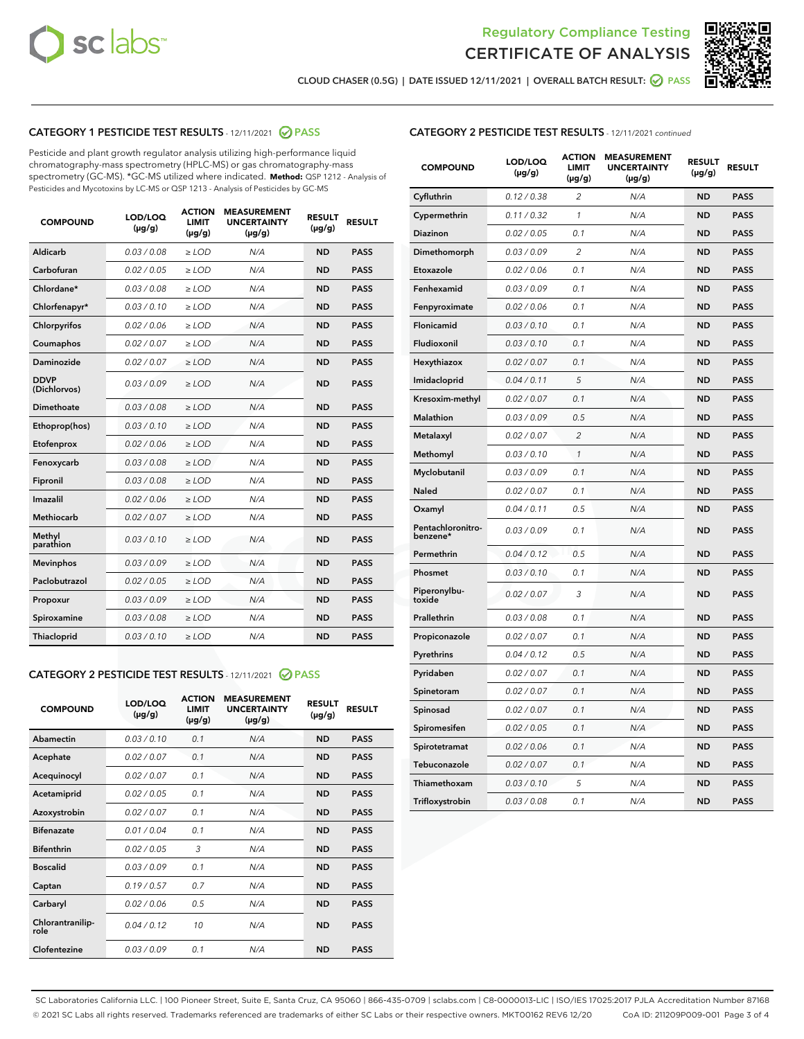Regulatory Compliance Testing

# CERTIFICATE OF ANALYSIS

CLOUD CHASER (0.5G) | DATE ISSUED 12/11/2021 | OVERALL BATCH RESULT: PASS

## CATEGORY 1 PESTICIDE TEST RESULTS - 12/11/2021 PASS

Pesticide and plant growth regulator analysis utilizing high-performance liquid chromatography-mass spectrometry (HPLC-MS) or gas chromatography-mass spectrometry (GC-MS). *GC-MS utilized where indicated. **Method:** QSP 1212 - Analysis of Pesticides and Mycotoxins by LC-MS or QSP 1213 - Analysis of Pesticides by GC-MS

| COMPOUND | LOD/LOQ (µg/g) | ACTION LIMIT (µg/g) | MEASUREMENT UNCERTAINTY (µg/g) | RESULT (µg/g) | RESULT |
|---|---|---|---|---|---|
| Aldicarb | 0.03 / 0.08 | ≥ LOD | N/A | ND | PASS |
| Carbofuran | 0.02 / 0.05 | ≥ LOD | N/A | ND | PASS |
| Chlordane* | 0.03 / 0.08 | ≥ LOD | N/A | ND | PASS |
| Chlorfenapyr* | 0.03 / 0.10 | ≥ LOD | N/A | ND | PASS |
| Chlorpyrifos | 0.02 / 0.06 | ≥ LOD | N/A | ND | PASS |
| Coumaphos | 0.02 / 0.07 | ≥ LOD | N/A | ND | PASS |
| Daminozide | 0.02 / 0.07 | ≥ LOD | N/A | ND | PASS |
| DDVP (Dichlorvos) | 0.03 / 0.09 | ≥ LOD | N/A | ND | PASS |
| Dimethoate | 0.03 / 0.08 | ≥ LOD | N/A | ND | PASS |
| Ethoprop(hos) | 0.03 / 0.10 | ≥ LOD | N/A | ND | PASS |
| Etofenprox | 0.02 / 0.06 | ≥ LOD | N/A | ND | PASS |
| Fenoxycarb | 0.03 / 0.08 | ≥ LOD | N/A | ND | PASS |
| Fipronil | 0.03 / 0.08 | ≥ LOD | N/A | ND | PASS |
| Imazalil | 0.02 / 0.06 | ≥ LOD | N/A | ND | PASS |
| Methiocarb | 0.02 / 0.07 | ≥ LOD | N/A | ND | PASS |
| Methyl parathion | 0.03 / 0.10 | ≥ LOD | N/A | ND | PASS |
| Mevinphos | 0.03 / 0.09 | ≥ LOD | N/A | ND | PASS |
| Paclobutrazol | 0.02 / 0.05 | ≥ LOD | N/A | ND | PASS |
| Propoxur | 0.03 / 0.09 | ≥ LOD | N/A | ND | PASS |
| Spiroxamine | 0.03 / 0.08 | ≥ LOD | N/A | ND | PASS |
| Thiacloprid | 0.03 / 0.10 | ≥ LOD | N/A | ND | PASS |

## CATEGORY 2 PESTICIDE TEST RESULTS - 12/11/2021 PASS

| COMPOUND | LOD/LOQ (µg/g) | ACTION LIMIT (µg/g) | MEASUREMENT UNCERTAINTY (µg/g) | RESULT (µg/g) | RESULT |
|---|---|---|---|---|---|
| Abamectin | 0.03 / 0.10 | 0.1 | N/A | ND | PASS |
| Acephate | 0.02 / 0.07 | 0.1 | N/A | ND | PASS |
| Acequinocyl | 0.02 / 0.07 | 0.1 | N/A | ND | PASS |
| Acetamiprid | 0.02 / 0.05 | 0.1 | N/A | ND | PASS |
| Azoxystrobin | 0.02 / 0.07 | 0.1 | N/A | ND | PASS |
| Bifenazate | 0.01 / 0.04 | 0.1 | N/A | ND | PASS |
| Bifenthrin | 0.02 / 0.05 | 3 | N/A | ND | PASS |
| Boscalid | 0.03 / 0.09 | 0.1 | N/A | ND | PASS |
| Captan | 0.19 / 0.57 | 0.7 | N/A | ND | PASS |
| Carbaryl | 0.02 / 0.06 | 0.5 | N/A | ND | PASS |
| Chlorantraniliprole | 0.04 / 0.12 | 10 | N/A | ND | PASS |
| Clofentezine | 0.03 / 0.09 | 0.1 | N/A | ND | PASS |
| Cyfluthrin | 0.12 / 0.38 | 2 | N/A | ND | PASS |
| Cypermethrin | 0.11 / 0.32 | 1 | N/A | ND | PASS |
| Diazinon | 0.02 / 0.05 | 0.1 | N/A | ND | PASS |
| Dimethomorph | 0.03 / 0.09 | 2 | N/A | ND | PASS |
| Etoxazole | 0.02 / 0.06 | 0.1 | N/A | ND | PASS |
| Fenhexamid | 0.03 / 0.09 | 0.1 | N/A | ND | PASS |
| Fenpyroximate | 0.02 / 0.06 | 0.1 | N/A | ND | PASS |
| Flonicamid | 0.03 / 0.10 | 0.1 | N/A | ND | PASS |
| Fludioxonil | 0.03 / 0.10 | 0.1 | N/A | ND | PASS |
| Hexythiazox | 0.02 / 0.07 | 0.1 | N/A | ND | PASS |
| Imidacloprid | 0.04 / 0.11 | 5 | N/A | ND | PASS |
| Kresoxim-methyl | 0.02 / 0.07 | 0.1 | N/A | ND | PASS |
| Malathion | 0.03 / 0.09 | 0.5 | N/A | ND | PASS |
| Metalaxyl | 0.02 / 0.07 | 2 | N/A | ND | PASS |
| Methomyl | 0.03 / 0.10 | 1 | N/A | ND | PASS |
| Myclobutanil | 0.03 / 0.09 | 0.1 | N/A | ND | PASS |
| Naled | 0.02 / 0.07 | 0.1 | N/A | ND | PASS |
| Oxamyl | 0.04 / 0.11 | 0.5 | N/A | ND | PASS |
| Pentachloronitrobenzene* | 0.03 / 0.09 | 0.1 | N/A | ND | PASS |
| Permethrin | 0.04 / 0.12 | 0.5 | N/A | ND | PASS |
| Phosmet | 0.03 / 0.10 | 0.1 | N/A | ND | PASS |
| Piperonylbutoxide | 0.02 / 0.07 | 3 | N/A | ND | PASS |
| Prallethrin | 0.03 / 0.08 | 0.1 | N/A | ND | PASS |
| Propiconazole | 0.02 / 0.07 | 0.1 | N/A | ND | PASS |
| Pyrethrins | 0.04 / 0.12 | 0.5 | N/A | ND | PASS |
| Pyridaben | 0.02 / 0.07 | 0.1 | N/A | ND | PASS |
| Spinetoram | 0.02 / 0.07 | 0.1 | N/A | ND | PASS |
| Spinosad | 0.02 / 0.07 | 0.1 | N/A | ND | PASS |
| Spiromesifen | 0.02 / 0.05 | 0.1 | N/A | ND | PASS |
| Spirotetramat | 0.02 / 0.06 | 0.1 | N/A | ND | PASS |
| Tebuconazole | 0.02 / 0.07 | 0.1 | N/A | ND | PASS |
| Thiamethoxam | 0.03 / 0.10 | 5 | N/A | ND | PASS |
| Trifloxystrobin | 0.03 / 0.08 | 0.1 | N/A | ND | PASS |

SC Laboratories California LLC. | 100 Pioneer Street, Suite E, Santa Cruz, CA 95060 | 866-435-0709 | sclabs.com | C8-0000013-LIC | ISO/IES 17025:2017 PJLA Accreditation Number 87168
© 2021 SC Labs all rights reserved. Trademarks referenced are trademarks of either SC Labs or their respective owners. MKT00162 REV6 12/20 CoA ID: 211209P009-001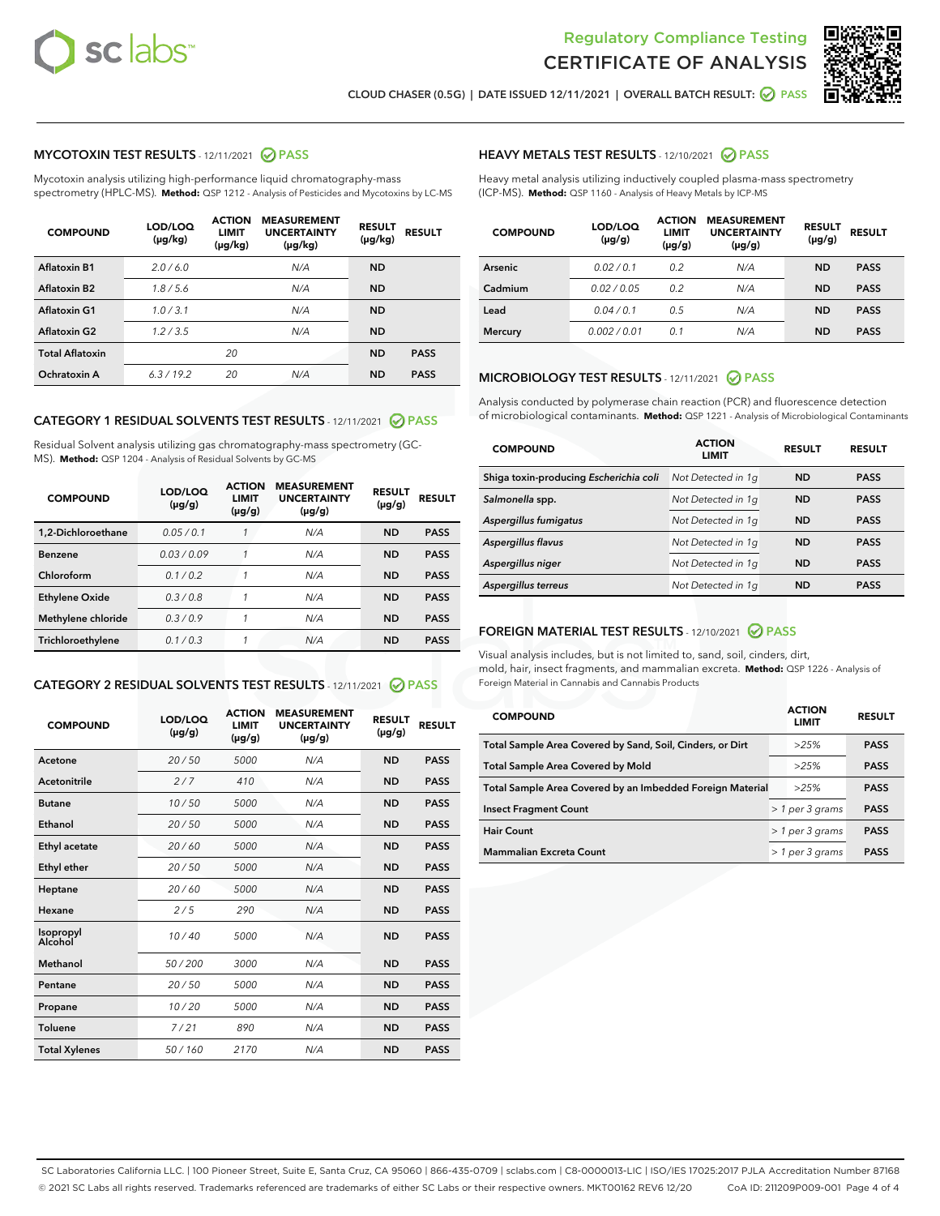Regulatory Compliance Testing
# CERTIFICATE OF ANALYSIS

CLOUD CHASER (0.5G) | DATE ISSUED 12/11/2021 | OVERALL BATCH RESULT: PASS

## MYCOTOXIN TEST RESULTS - 12/11/2021 PASS

Mycotoxin analysis utilizing high-performance liquid chromatography-mass spectrometry (HPLC-MS). **Method:** QSP 1212 - Analysis of Pesticides and Mycotoxins by LC-MS

| COMPOUND | LOD/LOQ (µg/kg) | ACTION LIMIT (µg/kg) | MEASUREMENT UNCERTAINTY (µg/kg) | RESULT (µg/kg) | RESULT |
|---|---|---|---|---|---|
| Aflatoxin B1 | 2.0 / 6.0 | | N/A | ND | |
| Aflatoxin B2 | 1.8 / 5.6 | | N/A | ND | |
| Aflatoxin G1 | 1.0 / 3.1 | | N/A | ND | |
| Aflatoxin G2 | 1.2 / 3.5 | | N/A | ND | |
| Total Aflatoxin | | 20 | | ND | PASS |
| Ochratoxin A | 6.3 / 19.2 | 20 | N/A | ND | PASS |

## CATEGORY 1 RESIDUAL SOLVENTS TEST RESULTS - 12/11/2021 PASS

Residual Solvent analysis utilizing gas chromatography-mass spectrometry (GC-MS). **Method:** QSP 1204 - Analysis of Residual Solvents by GC-MS

| COMPOUND | LOD/LOQ (µg/g) | ACTION LIMIT (µg/g) | MEASUREMENT UNCERTAINTY (µg/g) | RESULT (µg/g) | RESULT |
|---|---|---|---|---|---|
| 1,2-Dichloroethane | 0.05 / 0.1 | 1 | N/A | ND | PASS |
| Benzene | 0.03 / 0.09 | 1 | N/A | ND | PASS |
| Chloroform | 0.1 / 0.2 | 1 | N/A | ND | PASS |
| Ethylene Oxide | 0.3 / 0.8 | 1 | N/A | ND | PASS |
| Methylene chloride | 0.3 / 0.9 | 1 | N/A | ND | PASS |
| Trichloroethylene | 0.1 / 0.3 | 1 | N/A | ND | PASS |

## CATEGORY 2 RESIDUAL SOLVENTS TEST RESULTS - 12/11/2021 PASS

| COMPOUND | LOD/LOQ (µg/g) | ACTION LIMIT (µg/g) | MEASUREMENT UNCERTAINTY (µg/g) | RESULT (µg/g) | RESULT |
|---|---|---|---|---|---|
| Acetone | 20 / 50 | 5000 | N/A | ND | PASS |
| Acetonitrile | 2 / 7 | 410 | N/A | ND | PASS |
| Butane | 10 / 50 | 5000 | N/A | ND | PASS |
| Ethanol | 20 / 50 | 5000 | N/A | ND | PASS |
| Ethyl acetate | 20 / 60 | 5000 | N/A | ND | PASS |
| Ethyl ether | 20 / 50 | 5000 | N/A | ND | PASS |
| Heptane | 20 / 60 | 5000 | N/A | ND | PASS |
| Hexane | 2 / 5 | 290 | N/A | ND | PASS |
| Isopropyl Alcohol | 10 / 40 | 5000 | N/A | ND | PASS |
| Methanol | 50 / 200 | 3000 | N/A | ND | PASS |
| Pentane | 20 / 50 | 5000 | N/A | ND | PASS |
| Propane | 10 / 20 | 5000 | N/A | ND | PASS |
| Toluene | 7 / 21 | 890 | N/A | ND | PASS |
| Total Xylenes | 50 / 160 | 2170 | N/A | ND | PASS |

## HEAVY METALS TEST RESULTS - 12/10/2021 PASS

Heavy metal analysis utilizing inductively coupled plasma-mass spectrometry (ICP-MS). **Method:** QSP 1160 - Analysis of Heavy Metals by ICP-MS

| COMPOUND | LOD/LOQ (µg/g) | ACTION LIMIT (µg/g) | MEASUREMENT UNCERTAINTY (µg/g) | RESULT (µg/g) | RESULT |
|---|---|---|---|---|---|
| Arsenic | 0.02 / 0.1 | 0.2 | N/A | ND | PASS |
| Cadmium | 0.02 / 0.05 | 0.2 | N/A | ND | PASS |
| Lead | 0.04 / 0.1 | 0.5 | N/A | ND | PASS |
| Mercury | 0.002 / 0.01 | 0.1 | N/A | ND | PASS |

## MICROBIOLOGY TEST RESULTS - 12/11/2021 PASS

Analysis conducted by polymerase chain reaction (PCR) and fluorescence detection of microbiological contaminants. **Method:** QSP 1221 - Analysis of Microbiological Contaminants

| COMPOUND | ACTION LIMIT | RESULT | RESULT |
|---|---|---|---|
| Shiga toxin-producing *Escherichia coli* | Not Detected in 1g | ND | PASS |
| *Salmonella* spp. | Not Detected in 1g | ND | PASS |
| *Aspergillus fumigatus* | Not Detected in 1g | ND | PASS |
| *Aspergillus flavus* | Not Detected in 1g | ND | PASS |
| *Aspergillus niger* | Not Detected in 1g | ND | PASS |
| *Aspergillus terreus* | Not Detected in 1g | ND | PASS |

## FOREIGN MATERIAL TEST RESULTS - 12/10/2021 PASS

Visual analysis includes, but is not limited to, sand, soil, cinders, dirt, mold, hair, insect fragments, and mammalian excreta. **Method:** QSP 1226 - Analysis of Foreign Material in Cannabis and Cannabis Products

| COMPOUND | ACTION LIMIT | RESULT |
|---|---|---|
| Total Sample Area Covered by Sand, Soil, Cinders, or Dirt | >25% | PASS |
| Total Sample Area Covered by Mold | >25% | PASS |
| Total Sample Area Covered by an Imbedded Foreign Material | >25% | PASS |
| Insect Fragment Count | > 1 per 3 grams | PASS |
| Hair Count | > 1 per 3 grams | PASS |
| Mammalian Excreta Count | > 1 per 3 grams | PASS |

SC Laboratories California LLC. | 100 Pioneer Street, Suite E, Santa Cruz, CA 95060 | 866-435-0709 | sclabs.com | C8-0000013-LIC | ISO/IES 17025:2017 PJLA Accreditation Number 87168
© 2021 SC Labs all rights reserved. Trademarks referenced are trademarks of either SC Labs or their respective owners. MKT00162 REV6 12/20 CoA ID: 211209P009-001